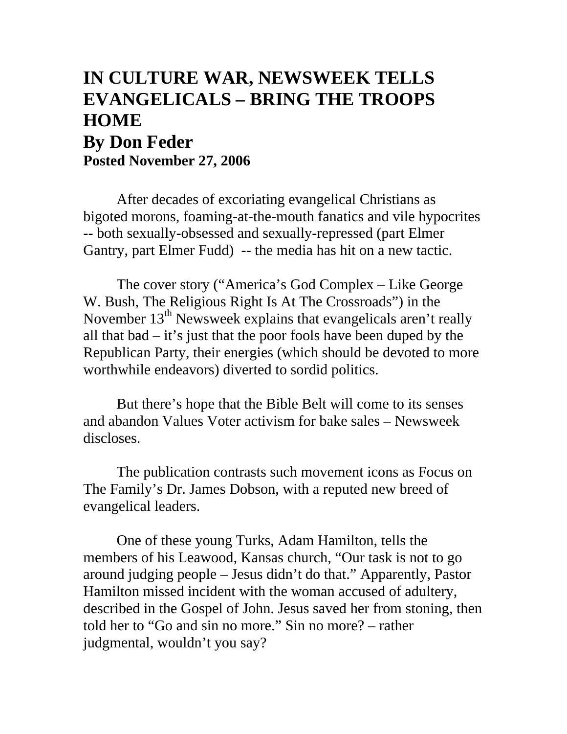# IN CULTURE WAR, NEWSWEEK TELLS EVANGELICALS – BRING THE TROOPS HOME

**By Don Feder**
**Posted November 27, 2006**

After decades of excoriating evangelical Christians as bigoted morons, foaming-at-the-mouth fanatics and vile hypocrites -- both sexually-obsessed and sexually-repressed (part Elmer Gantry, part Elmer Fudd) -- the media has hit on a new tactic.

The cover story ("America's God Complex – Like George W. Bush, The Religious Right Is At The Crossroads") in the November 13th Newsweek explains that evangelicals aren't really all that bad – it's just that the poor fools have been duped by the Republican Party, their energies (which should be devoted to more worthwhile endeavors) diverted to sordid politics.

But there's hope that the Bible Belt will come to its senses and abandon Values Voter activism for bake sales – Newsweek discloses.

The publication contrasts such movement icons as Focus on The Family's Dr. James Dobson, with a reputed new breed of evangelical leaders.

One of these young Turks, Adam Hamilton, tells the members of his Leawood, Kansas church, "Our task is not to go around judging people – Jesus didn't do that." Apparently, Pastor Hamilton missed incident with the woman accused of adultery, described in the Gospel of John. Jesus saved her from stoning, then told her to "Go and sin no more." Sin no more? – rather judgmental, wouldn't you say?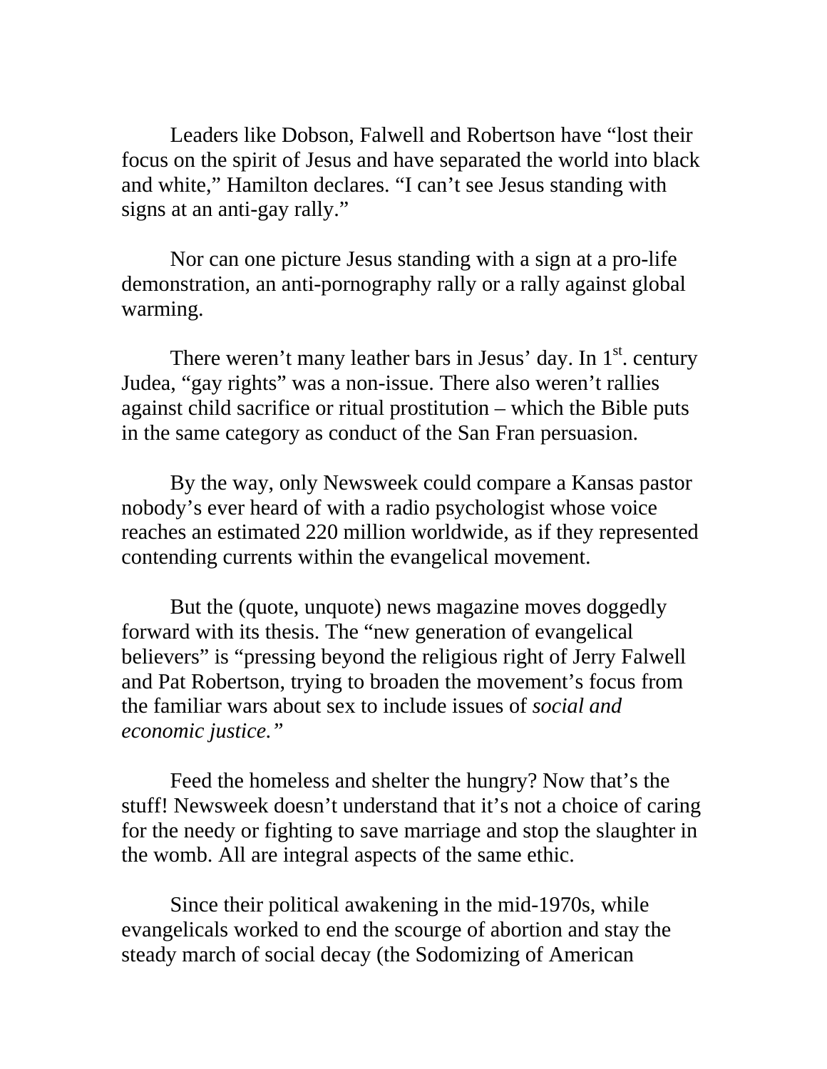Leaders like Dobson, Falwell and Robertson have "lost their focus on the spirit of Jesus and have separated the world into black and white," Hamilton declares. "I can't see Jesus standing with signs at an anti-gay rally."

Nor can one picture Jesus standing with a sign at a pro-life demonstration, an anti-pornography rally or a rally against global warming.

There weren't many leather bars in Jesus' day. In 1st. century Judea, "gay rights" was a non-issue. There also weren't rallies against child sacrifice or ritual prostitution – which the Bible puts in the same category as conduct of the San Fran persuasion.

By the way, only Newsweek could compare a Kansas pastor nobody's ever heard of with a radio psychologist whose voice reaches an estimated 220 million worldwide, as if they represented contending currents within the evangelical movement.

But the (quote, unquote) news magazine moves doggedly forward with its thesis. The "new generation of evangelical believers" is "pressing beyond the religious right of Jerry Falwell and Pat Robertson, trying to broaden the movement's focus from the familiar wars about sex to include issues of *social and economic justice.*"

Feed the homeless and shelter the hungry? Now that's the stuff! Newsweek doesn't understand that it's not a choice of caring for the needy or fighting to save marriage and stop the slaughter in the womb. All are integral aspects of the same ethic.

Since their political awakening in the mid-1970s, while evangelicals worked to end the scourge of abortion and stay the steady march of social decay (the Sodomizing of American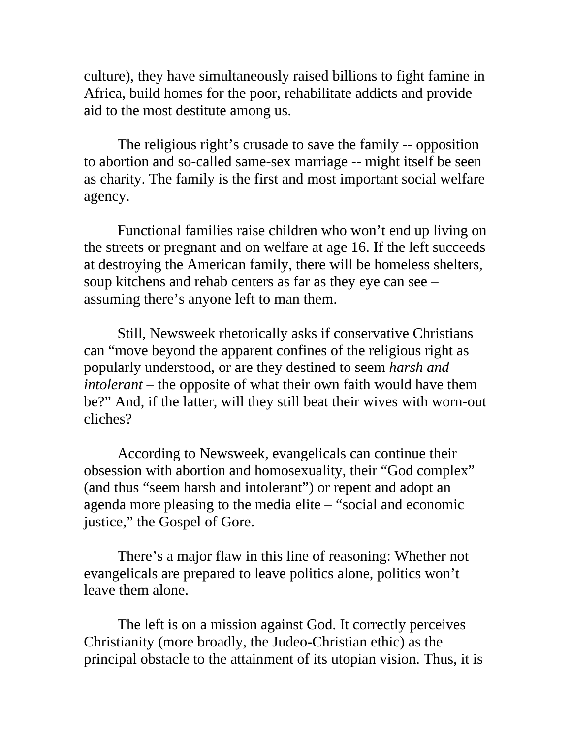culture), they have simultaneously raised billions to fight famine in Africa, build homes for the poor, rehabilitate addicts and provide aid to the most destitute among us.

The religious right's crusade to save the family -- opposition to abortion and so-called same-sex marriage -- might itself be seen as charity. The family is the first and most important social welfare agency.

Functional families raise children who won't end up living on the streets or pregnant and on welfare at age 16. If the left succeeds at destroying the American family, there will be homeless shelters, soup kitchens and rehab centers as far as they eye can see – assuming there's anyone left to man them.

Still, Newsweek rhetorically asks if conservative Christians can "move beyond the apparent confines of the religious right as popularly understood, or are they destined to seem *harsh and intolerant* – the opposite of what their own faith would have them be?" And, if the latter, will they still beat their wives with worn-out cliches?

According to Newsweek, evangelicals can continue their obsession with abortion and homosexuality, their "God complex" (and thus "seem harsh and intolerant") or repent and adopt an agenda more pleasing to the media elite – "social and economic justice," the Gospel of Gore.

There's a major flaw in this line of reasoning: Whether not evangelicals are prepared to leave politics alone, politics won't leave them alone.

The left is on a mission against God. It correctly perceives Christianity (more broadly, the Judeo-Christian ethic) as the principal obstacle to the attainment of its utopian vision. Thus, it is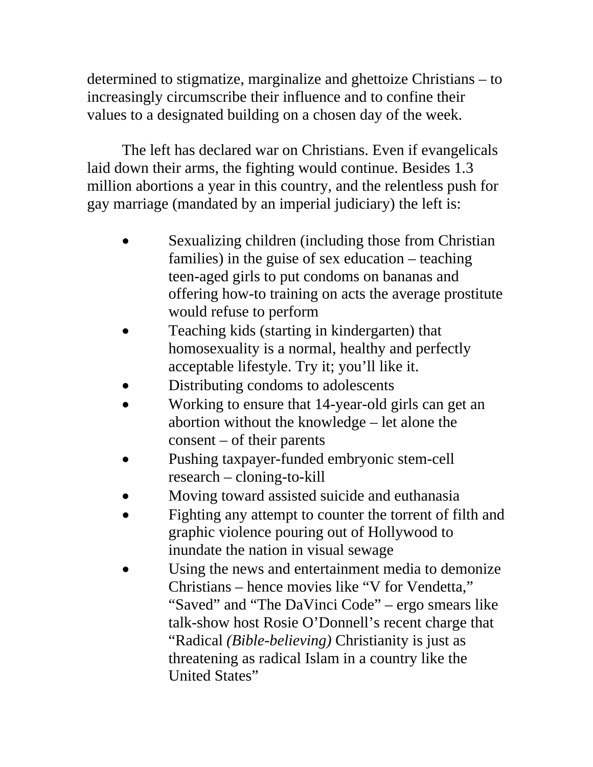determined to stigmatize, marginalize and ghettoize Christians – to increasingly circumscribe their influence and to confine their values to a designated building on a chosen day of the week.

The left has declared war on Christians. Even if evangelicals laid down their arms, the fighting would continue. Besides 1.3 million abortions a year in this country, and the relentless push for gay marriage (mandated by an imperial judiciary) the left is:

- Sexualizing children (including those from Christian families) in the guise of sex education – teaching teen-aged girls to put condoms on bananas and offering how-to training on acts the average prostitute would refuse to perform
- Teaching kids (starting in kindergarten) that homosexuality is a normal, healthy and perfectly acceptable lifestyle. Try it; you'll like it.
- Distributing condoms to adolescents
- Working to ensure that 14-year-old girls can get an abortion without the knowledge – let alone the consent – of their parents
- Pushing taxpayer-funded embryonic stem-cell research – cloning-to-kill
- Moving toward assisted suicide and euthanasia
- Fighting any attempt to counter the torrent of filth and graphic violence pouring out of Hollywood to inundate the nation in visual sewage
- Using the news and entertainment media to demonize Christians – hence movies like "V for Vendetta," "Saved" and "The DaVinci Code" – ergo smears like talk-show host Rosie O'Donnell's recent charge that "Radical *(Bible-believing)* Christianity is just as threatening as radical Islam in a country like the United States"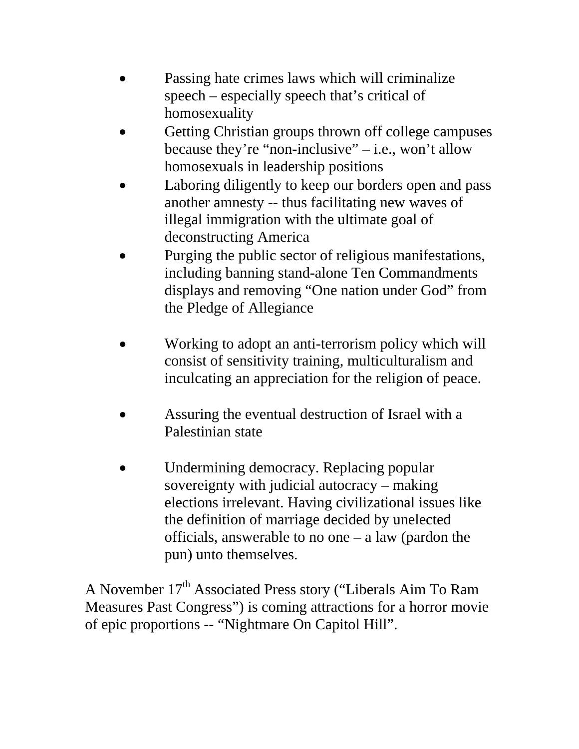- Passing hate crimes laws which will criminalize speech – especially speech that's critical of homosexuality
- Getting Christian groups thrown off college campuses because they're "non-inclusive" – i.e., won't allow homosexuals in leadership positions
- Laboring diligently to keep our borders open and pass another amnesty -- thus facilitating new waves of illegal immigration with the ultimate goal of deconstructing America
- Purging the public sector of religious manifestations, including banning stand-alone Ten Commandments displays and removing "One nation under God" from the Pledge of Allegiance

- Working to adopt an anti-terrorism policy which will consist of sensitivity training, multiculturalism and inculcating an appreciation for the religion of peace.

- Assuring the eventual destruction of Israel with a Palestinian state

- Undermining democracy. Replacing popular sovereignty with judicial autocracy – making elections irrelevant. Having civilizational issues like the definition of marriage decided by unelected officials, answerable to no one – a law (pardon the pun) unto themselves.

A November 17th Associated Press story ("Liberals Aim To Ram Measures Past Congress") is coming attractions for a horror movie of epic proportions -- "Nightmare On Capitol Hill".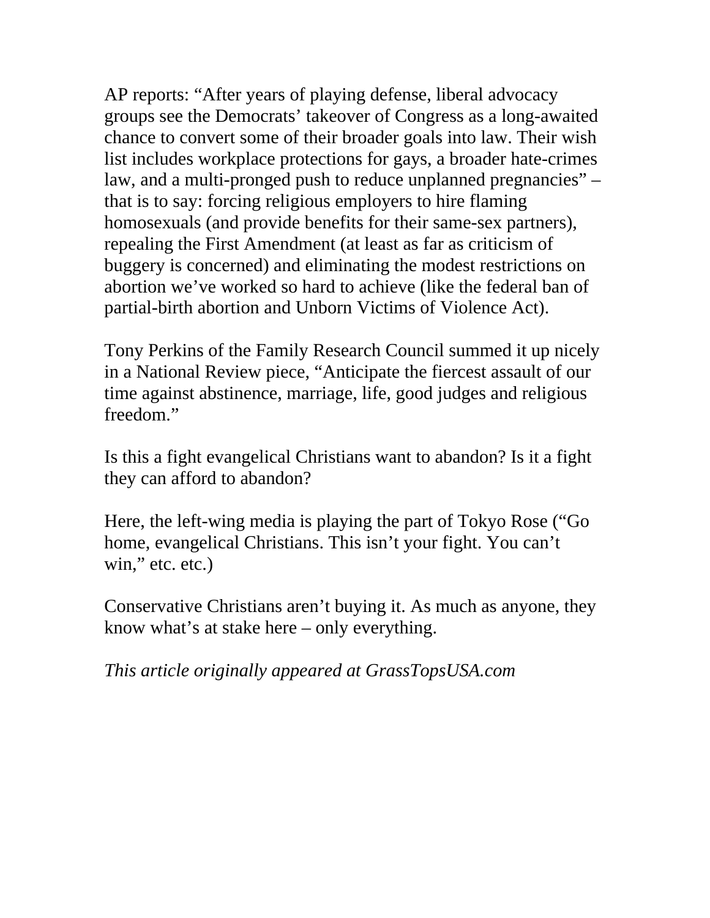AP reports: “After years of playing defense, liberal advocacy groups see the Democrats’ takeover of Congress as a long-awaited chance to convert some of their broader goals into law. Their wish list includes workplace protections for gays, a broader hate-crimes law, and a multi-pronged push to reduce unplanned pregnancies” – that is to say: forcing religious employers to hire flaming homosexuals (and provide benefits for their same-sex partners), repealing the First Amendment (at least as far as criticism of buggery is concerned) and eliminating the modest restrictions on abortion we’ve worked so hard to achieve (like the federal ban of partial-birth abortion and Unborn Victims of Violence Act).

Tony Perkins of the Family Research Council summed it up nicely in a National Review piece, “Anticipate the fiercest assault of our time against abstinence, marriage, life, good judges and religious freedom.”

Is this a fight evangelical Christians want to abandon? Is it a fight they can afford to abandon?

Here, the left-wing media is playing the part of Tokyo Rose (“Go home, evangelical Christians. This isn’t your fight. You can’t win,” etc. etc.)

Conservative Christians aren’t buying it. As much as anyone, they know what’s at stake here – only everything.

*This article originally appeared at GrassTopsUSA.com*